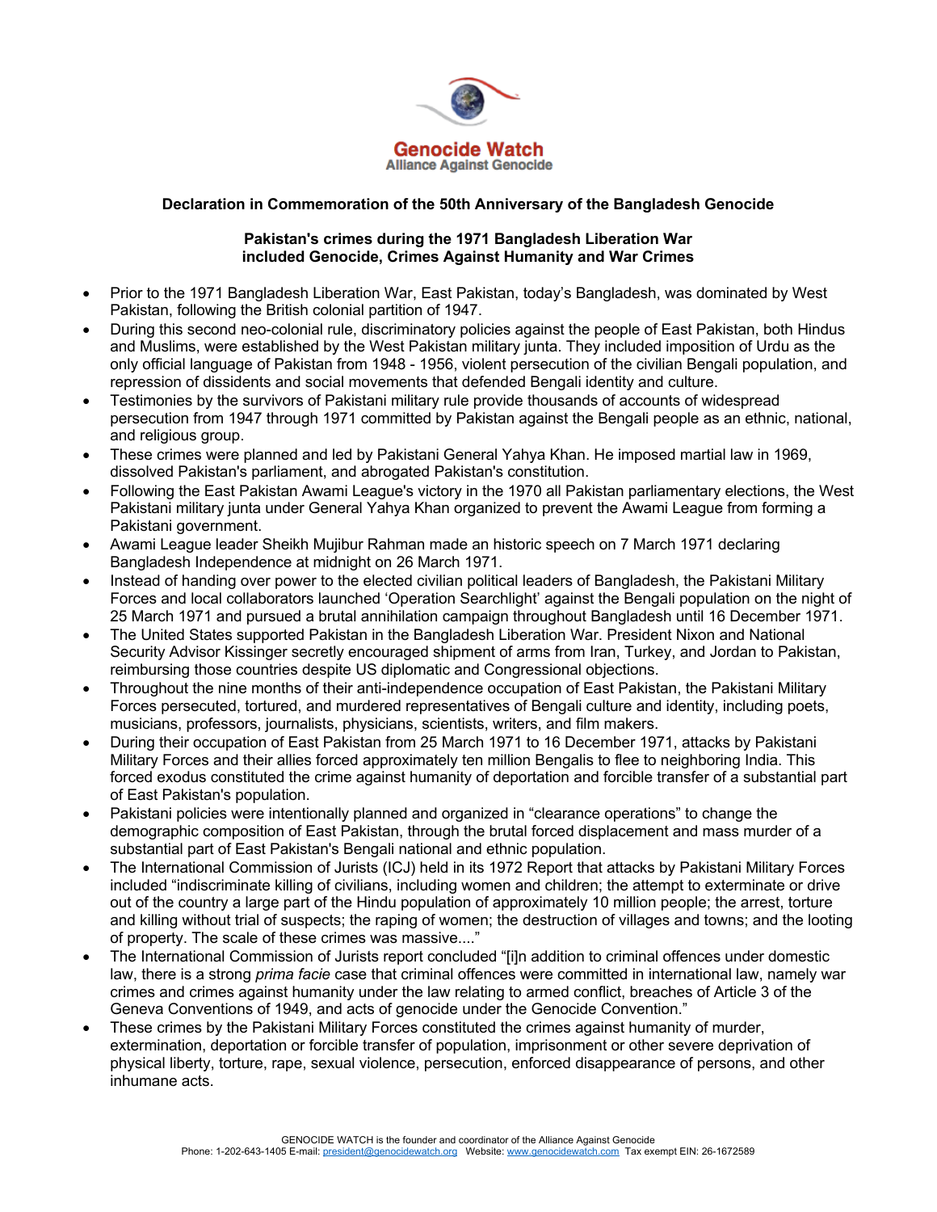Genocide Watch
Alliance Against Genocide

## Declaration in Commemoration of the 50th Anniversary of the Bangladesh Genocide

### Pakistan's crimes during the 1971 Bangladesh Liberation War included Genocide, Crimes Against Humanity and War Crimes

- Prior to the 1971 Bangladesh Liberation War, East Pakistan, today's Bangladesh, was dominated by West Pakistan, following the British colonial partition of 1947.
- During this second neo-colonial rule, discriminatory policies against the people of East Pakistan, both Hindus and Muslims, were established by the West Pakistan military junta. They included imposition of Urdu as the only official language of Pakistan from 1948 - 1956, violent persecution of the civilian Bengali population, and repression of dissidents and social movements that defended Bengali identity and culture.
- Testimonies by the survivors of Pakistani military rule provide thousands of accounts of widespread persecution from 1947 through 1971 committed by Pakistan against the Bengali people as an ethnic, national, and religious group.
- These crimes were planned and led by Pakistani General Yahya Khan. He imposed martial law in 1969, dissolved Pakistan's parliament, and abrogated Pakistan's constitution.
- Following the East Pakistan Awami League's victory in the 1970 all Pakistan parliamentary elections, the West Pakistani military junta under General Yahya Khan organized to prevent the Awami League from forming a Pakistani government.
- Awami League leader Sheikh Mujibur Rahman made an historic speech on 7 March 1971 declaring Bangladesh Independence at midnight on 26 March 1971.
- Instead of handing over power to the elected civilian political leaders of Bangladesh, the Pakistani Military Forces and local collaborators launched 'Operation Searchlight' against the Bengali population on the night of 25 March 1971 and pursued a brutal annihilation campaign throughout Bangladesh until 16 December 1971.
- The United States supported Pakistan in the Bangladesh Liberation War. President Nixon and National Security Advisor Kissinger secretly encouraged shipment of arms from Iran, Turkey, and Jordan to Pakistan, reimbursing those countries despite US diplomatic and Congressional objections.
- Throughout the nine months of their anti-independence occupation of East Pakistan, the Pakistani Military Forces persecuted, tortured, and murdered representatives of Bengali culture and identity, including poets, musicians, professors, journalists, physicians, scientists, writers, and film makers.
- During their occupation of East Pakistan from 25 March 1971 to 16 December 1971, attacks by Pakistani Military Forces and their allies forced approximately ten million Bengalis to flee to neighboring India. This forced exodus constituted the crime against humanity of deportation and forcible transfer of a substantial part of East Pakistan's population.
- Pakistani policies were intentionally planned and organized in "clearance operations" to change the demographic composition of East Pakistan, through the brutal forced displacement and mass murder of a substantial part of East Pakistan's Bengali national and ethnic population.
- The International Commission of Jurists (ICJ) held in its 1972 Report that attacks by Pakistani Military Forces included "indiscriminate killing of civilians, including women and children; the attempt to exterminate or drive out of the country a large part of the Hindu population of approximately 10 million people; the arrest, torture and killing without trial of suspects; the raping of women; the destruction of villages and towns; and the looting of property. The scale of these crimes was massive...."
- The International Commission of Jurists report concluded "[i]n addition to criminal offences under domestic law, there is a strong *prima facie* case that criminal offences were committed in international law, namely war crimes and crimes against humanity under the law relating to armed conflict, breaches of Article 3 of the Geneva Conventions of 1949, and acts of genocide under the Genocide Convention."
- These crimes by the Pakistani Military Forces constituted the crimes against humanity of murder, extermination, deportation or forcible transfer of population, imprisonment or other severe deprivation of physical liberty, torture, rape, sexual violence, persecution, enforced disappearance of persons, and other inhumane acts.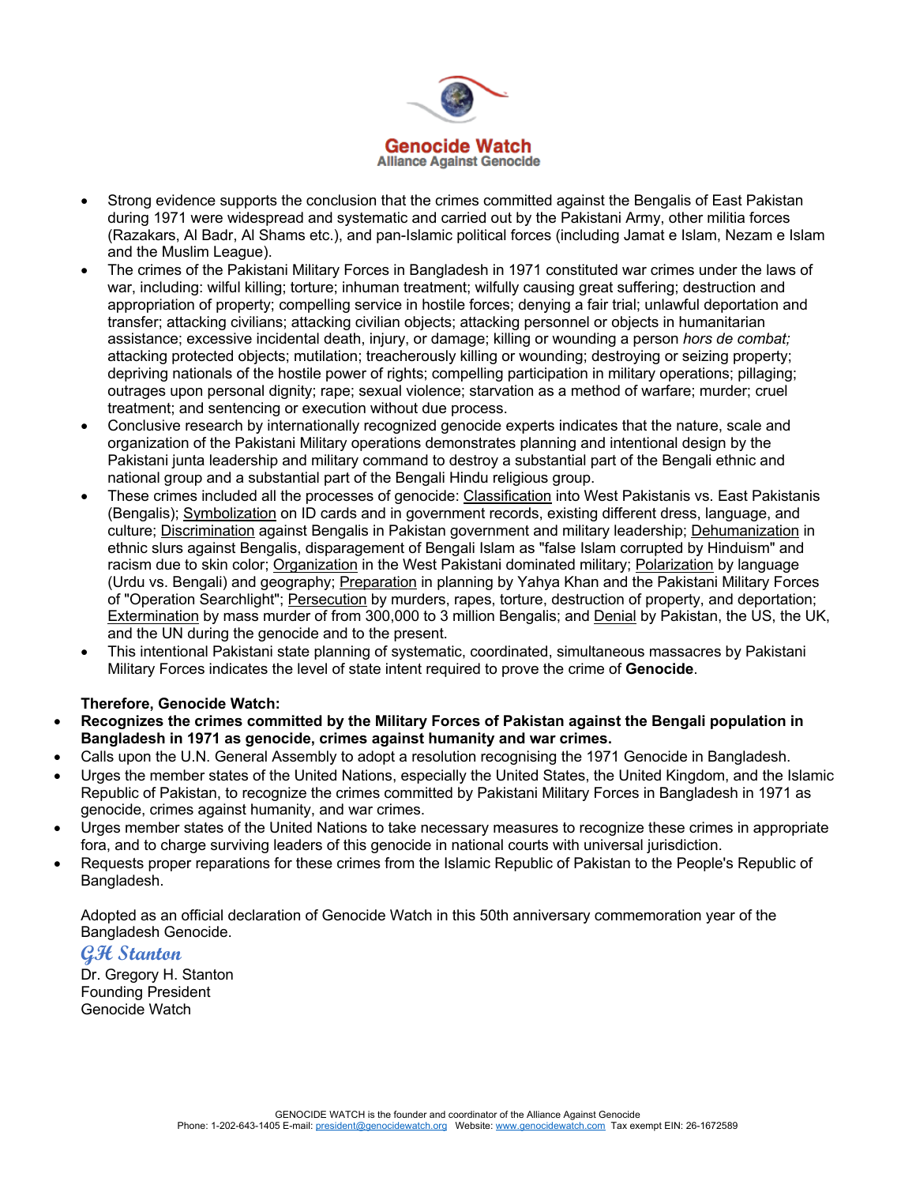Genocide Watch
Alliance Against Genocide

- Strong evidence supports the conclusion that the crimes committed against the Bengalis of East Pakistan during 1971 were widespread and systematic and carried out by the Pakistani Army, other militia forces (Razakars, Al Badr, Al Shams etc.), and pan-Islamic political forces (including Jamat e Islam, Nezam e Islam and the Muslim League).
- The crimes of the Pakistani Military Forces in Bangladesh in 1971 constituted war crimes under the laws of war, including: wilful killing; torture; inhuman treatment; wilfully causing great suffering; destruction and appropriation of property; compelling service in hostile forces; denying a fair trial; unlawful deportation and transfer; attacking civilians; attacking civilian objects; attacking personnel or objects in humanitarian assistance; excessive incidental death, injury, or damage; killing or wounding a person *hors de combat;* attacking protected objects; mutilation; treacherously killing or wounding; destroying or seizing property; depriving nationals of the hostile power of rights; compelling participation in military operations; pillaging; outrages upon personal dignity; rape; sexual violence; starvation as a method of warfare; murder; cruel treatment; and sentencing or execution without due process.
- Conclusive research by internationally recognized genocide experts indicates that the nature, scale and organization of the Pakistani Military operations demonstrates planning and intentional design by the Pakistani junta leadership and military command to destroy a substantial part of the Bengali ethnic and national group and a substantial part of the Bengali Hindu religious group.
- These crimes included all the processes of genocide: Classification into West Pakistanis vs. East Pakistanis (Bengalis); Symbolization on ID cards and in government records, existing different dress, language, and culture; Discrimination against Bengalis in Pakistan government and military leadership; Dehumanization in ethnic slurs against Bengalis, disparagement of Bengali Islam as "false Islam corrupted by Hinduism" and racism due to skin color; Organization in the West Pakistani dominated military; Polarization by language (Urdu vs. Bengali) and geography; Preparation in planning by Yahya Khan and the Pakistani Military Forces of "Operation Searchlight"; Persecution by murders, rapes, torture, destruction of property, and deportation; Extermination by mass murder of from 300,000 to 3 million Bengalis; and Denial by Pakistan, the US, the UK, and the UN during the genocide and to the present.
- This intentional Pakistani state planning of systematic, coordinated, simultaneous massacres by Pakistani Military Forces indicates the level of state intent required to prove the crime of **Genocide**.

**Therefore, Genocide Watch:**

- **Recognizes the crimes committed by the Military Forces of Pakistan against the Bengali population in Bangladesh in 1971 as genocide, crimes against humanity and war crimes.**
- Calls upon the U.N. General Assembly to adopt a resolution recognising the 1971 Genocide in Bangladesh.
- Urges the member states of the United Nations, especially the United States, the United Kingdom, and the Islamic Republic of Pakistan, to recognize the crimes committed by Pakistani Military Forces in Bangladesh in 1971 as genocide, crimes against humanity, and war crimes.
- Urges member states of the United Nations to take necessary measures to recognize these crimes in appropriate fora, and to charge surviving leaders of this genocide in national courts with universal jurisdiction.
- Requests proper reparations for these crimes from the Islamic Republic of Pakistan to the People's Republic of Bangladesh.

Adopted as an official declaration of Genocide Watch in this 50th anniversary commemoration year of the Bangladesh Genocide.

*GH Stanton*
Dr. Gregory H. Stanton
Founding President
Genocide Watch

GENOCIDE WATCH is the founder and coordinator of the Alliance Against Genocide
Phone: 1-202-643-1405 E-mail: president@genocidewatch.org Website: www.genocidewatch.com Tax exempt EIN: 26-1672589